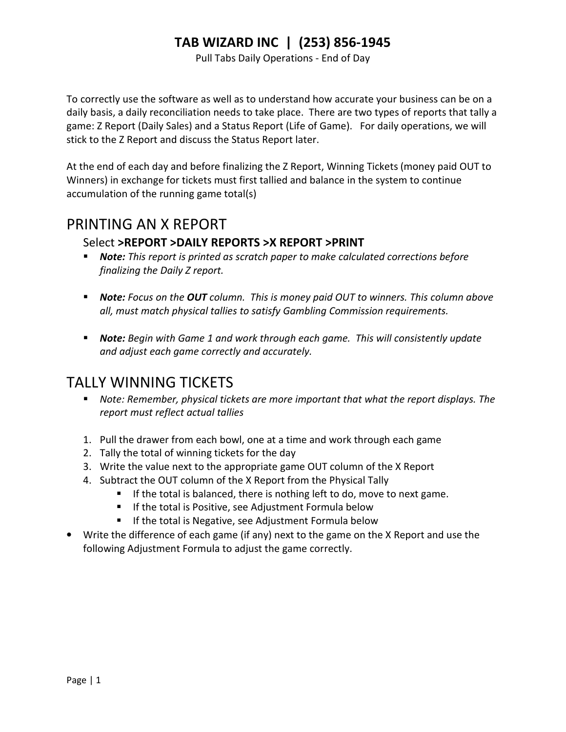# TAB WIZARD INC | (253) 856-1945

Pull Tabs Daily Operations - End of Day

To correctly use the software as well as to understand how accurate your business can be on a daily basis, a daily reconciliation needs to take place. There are two types of reports that tally a game: Z Report (Daily Sales) and a Status Report (Life of Game). For daily operations, we will stick to the Z Report and discuss the Status Report later.

At the end of each day and before finalizing the Z Report, Winning Tickets (money paid OUT to Winners) in exchange for tickets must first tallied and balance in the system to continue accumulation of the running game total(s)

## PRINTING AN X REPORT

### Select **>REPORT >DAILY REPORTS >X REPORT >PRINT**

- ***Note:*** *This report is printed as scratch paper to make calculated corrections before finalizing the Daily Z report.*
- ***Note:*** *Focus on the* ***OUT*** *column. This is money paid OUT to winners. This column above all, must match physical tallies to satisfy Gambling Commission requirements.*
- ***Note:*** *Begin with Game 1 and work through each game. This will consistently update and adjust each game correctly and accurately.*

## TALLY WINNING TICKETS

- *Note: Remember, physical tickets are more important that what the report displays. The report must reflect actual tallies*

1. Pull the drawer from each bowl, one at a time and work through each game
2. Tally the total of winning tickets for the day
3. Write the value next to the appropriate game OUT column of the X Report
4. Subtract the OUT column of the X Report from the Physical Tally
   - If the total is balanced, there is nothing left to do, move to next game.
   - If the total is Positive, see Adjustment Formula below
   - If the total is Negative, see Adjustment Formula below

- Write the difference of each game (if any) next to the game on the X Report and use the following Adjustment Formula to adjust the game correctly.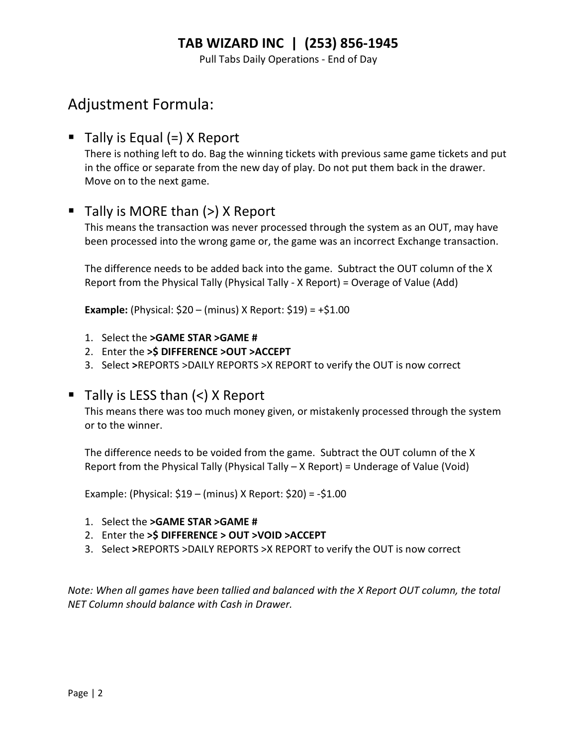# Adjustment Formula:

- Tally is Equal (=) X Report

  There is nothing left to do. Bag the winning tickets with previous same game tickets and put in the office or separate from the new day of play. Do not put them back in the drawer. Move on to the next game.

- Tally is MORE than (>) X Report

  This means the transaction was never processed through the system as an OUT, may have been processed into the wrong game or, the game was an incorrect Exchange transaction.

  The difference needs to be added back into the game. Subtract the OUT column of the X Report from the Physical Tally (Physical Tally - X Report) = Overage of Value (Add)

  **Example:** (Physical: $20 – (minus) X Report: $19) = +$1.00

  1. Select the **>GAME STAR >GAME #**
  2. Enter the **>$ DIFFERENCE >OUT >ACCEPT**
  3. Select **>**REPORTS >DAILY REPORTS >X REPORT to verify the OUT is now correct

- Tally is LESS than (<) X Report

  This means there was too much money given, or mistakenly processed through the system or to the winner.

  The difference needs to be voided from the game. Subtract the OUT column of the X Report from the Physical Tally (Physical Tally – X Report) = Underage of Value (Void)

  Example: (Physical: $19 – (minus) X Report: $20) = -$1.00

  1. Select the **>GAME STAR >GAME #**
  2. Enter the **>$ DIFFERENCE > OUT >VOID >ACCEPT**
  3. Select **>**REPORTS >DAILY REPORTS >X REPORT to verify the OUT is now correct

*Note: When all games have been tallied and balanced with the X Report OUT column, the total NET Column should balance with Cash in Drawer.*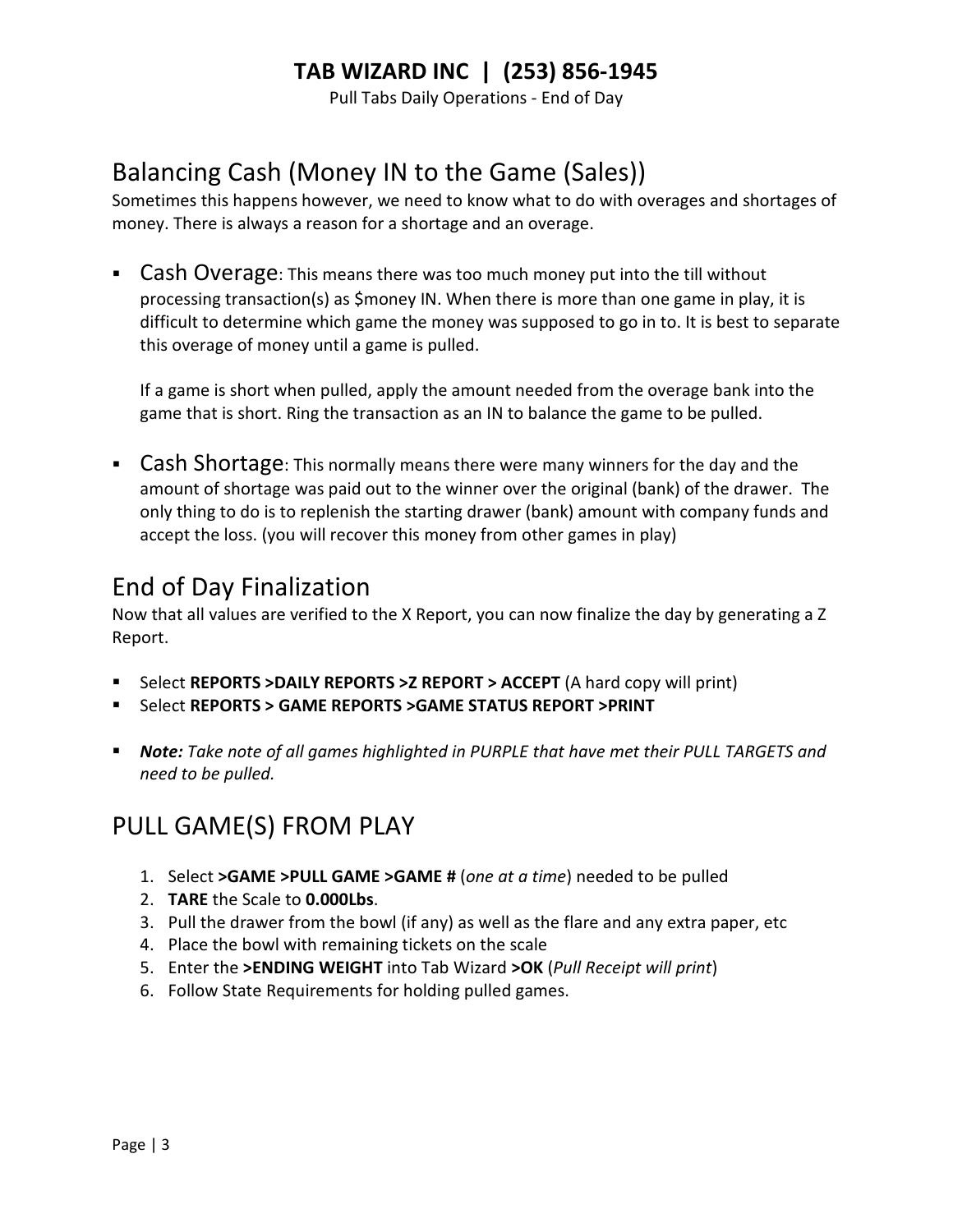## Balancing Cash (Money IN to the Game (Sales))

Sometimes this happens however, we need to know what to do with overages and shortages of money. There is always a reason for a shortage and an overage.

- Cash Overage: This means there was too much money put into the till without processing transaction(s) as $money IN. When there is more than one game in play, it is difficult to determine which game the money was supposed to go in to. It is best to separate this overage of money until a game is pulled.

  If a game is short when pulled, apply the amount needed from the overage bank into the game that is short. Ring the transaction as an IN to balance the game to be pulled.

- Cash Shortage: This normally means there were many winners for the day and the amount of shortage was paid out to the winner over the original (bank) of the drawer. The only thing to do is to replenish the starting drawer (bank) amount with company funds and accept the loss. (you will recover this money from other games in play)

## End of Day Finalization

Now that all values are verified to the X Report, you can now finalize the day by generating a Z Report.

- Select **REPORTS >DAILY REPORTS >Z REPORT > ACCEPT** (A hard copy will print)
- Select **REPORTS > GAME REPORTS >GAME STATUS REPORT >PRINT**

- ***Note:*** *Take note of all games highlighted in PURPLE that have met their PULL TARGETS and need to be pulled.*

## PULL GAME(S) FROM PLAY

1. Select **>GAME >PULL GAME >GAME #** (*one at a time*) needed to be pulled
2. **TARE** the Scale to **0.000Lbs**.
3. Pull the drawer from the bowl (if any) as well as the flare and any extra paper, etc
4. Place the bowl with remaining tickets on the scale
5. Enter the **>ENDING WEIGHT** into Tab Wizard **>OK** (*Pull Receipt will print*)
6. Follow State Requirements for holding pulled games.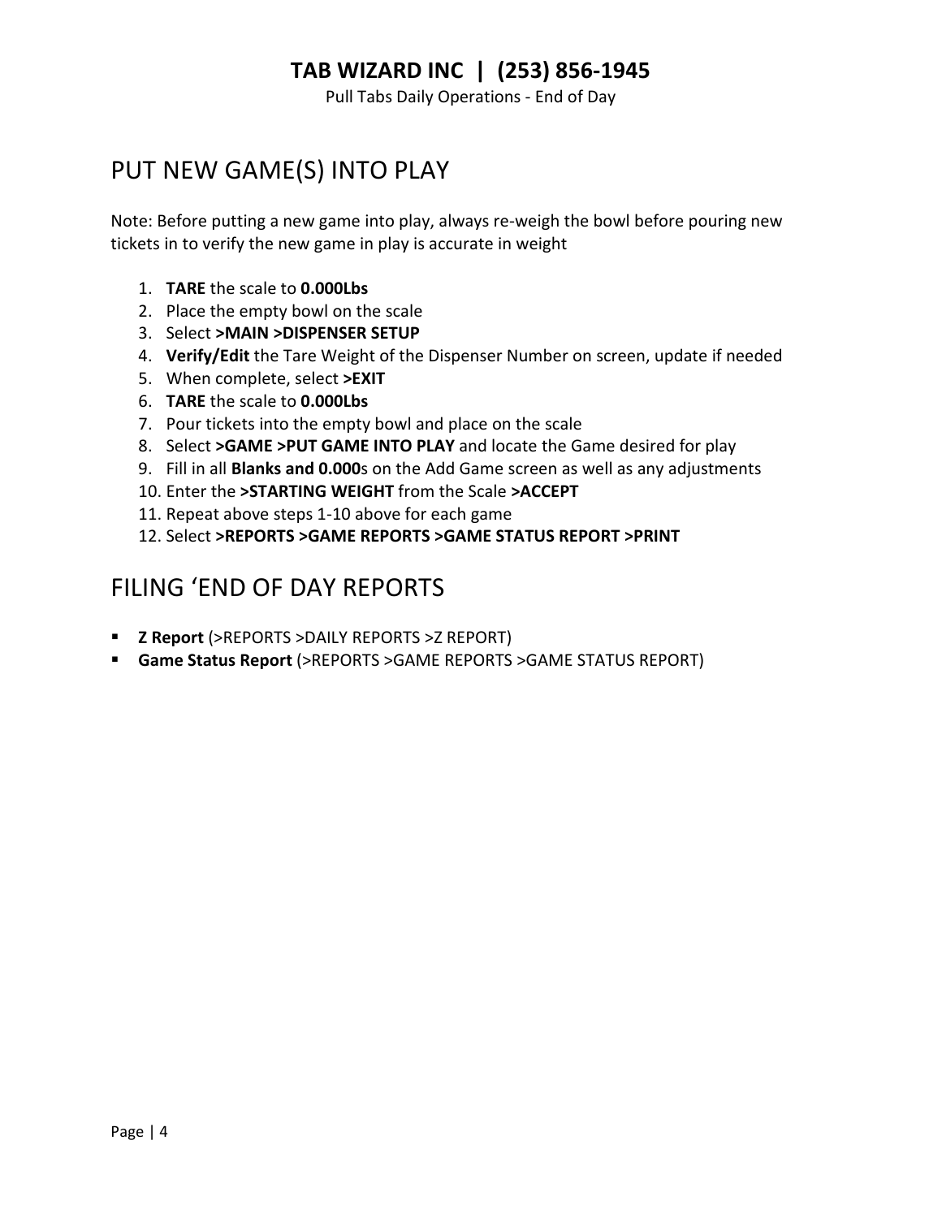# PUT NEW GAME(S) INTO PLAY

Note: Before putting a new game into play, always re-weigh the bowl before pouring new tickets in to verify the new game in play is accurate in weight

1. **TARE** the scale to **0.000Lbs**
2. Place the empty bowl on the scale
3. Select **>MAIN >DISPENSER SETUP**
4. **Verify/Edit** the Tare Weight of the Dispenser Number on screen, update if needed
5. When complete, select **>EXIT**
6. **TARE** the scale to **0.000Lbs**
7. Pour tickets into the empty bowl and place on the scale
8. Select **>GAME >PUT GAME INTO PLAY** and locate the Game desired for play
9. Fill in all **Blanks and 0.000**s on the Add Game screen as well as any adjustments
10. Enter the **>STARTING WEIGHT** from the Scale **>ACCEPT**
11. Repeat above steps 1-10 above for each game
12. Select **>REPORTS >GAME REPORTS >GAME STATUS REPORT >PRINT**

# FILING ‘END OF DAY REPORTS

- **Z Report** (>REPORTS >DAILY REPORTS >Z REPORT)
- **Game Status Report** (>REPORTS >GAME REPORTS >GAME STATUS REPORT)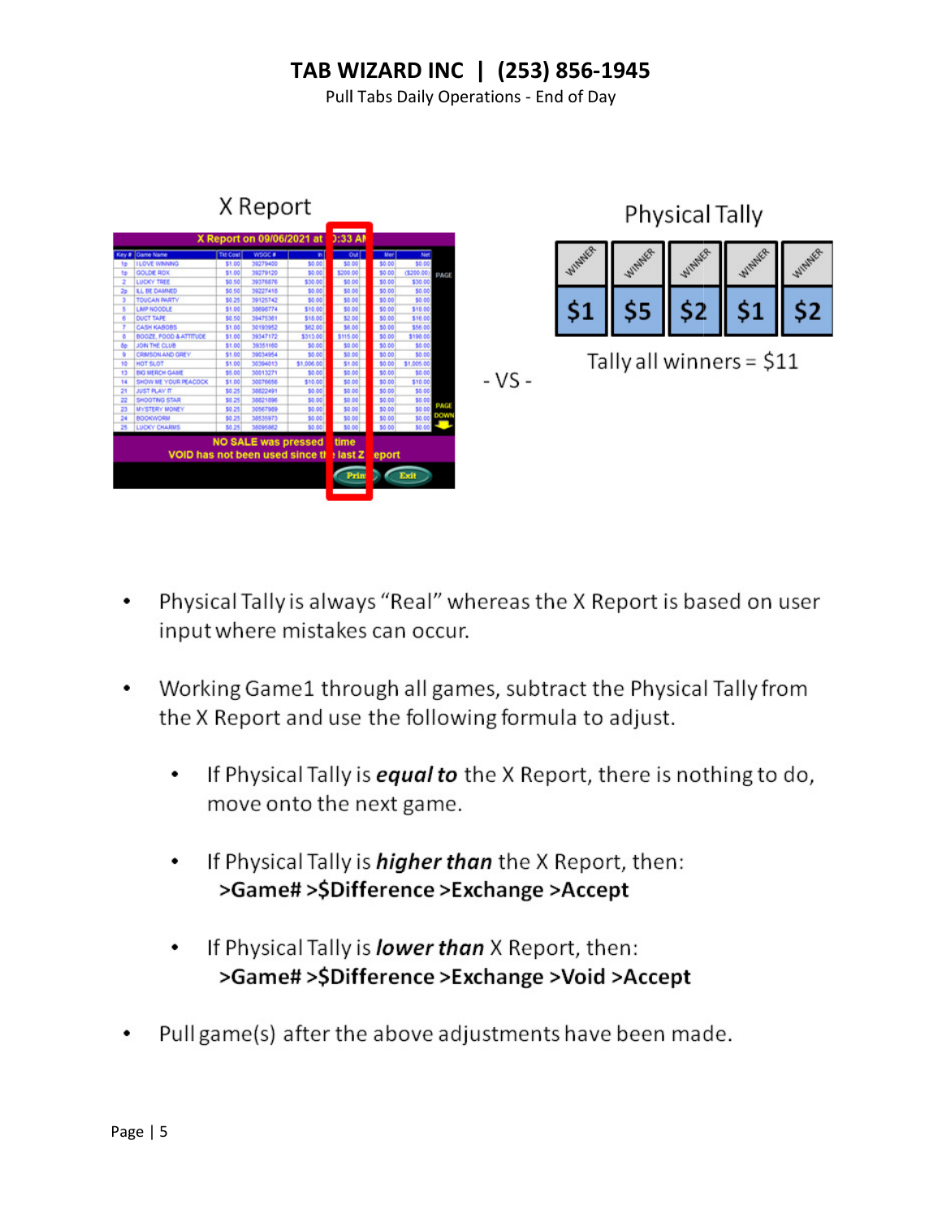X Report

Physical Tally

- VS -

Tally all winners = $11

- Physical Tally is always "Real" whereas the X Report is based on user input where mistakes can occur.

- Working Game1 through all games, subtract the Physical Tally from the X Report and use the following formula to adjust.

  - If Physical Tally is ***equal to*** the X Report, there is nothing to do, move onto the next game.

  - If Physical Tally is ***higher than*** the X Report, then:
    **>Game# >$Difference >Exchange >Accept**

  - If Physical Tally is ***lower than*** X Report, then:
    **>Game# >$Difference >Exchange >Void >Accept**

- Pull game(s) after the above adjustments have been made.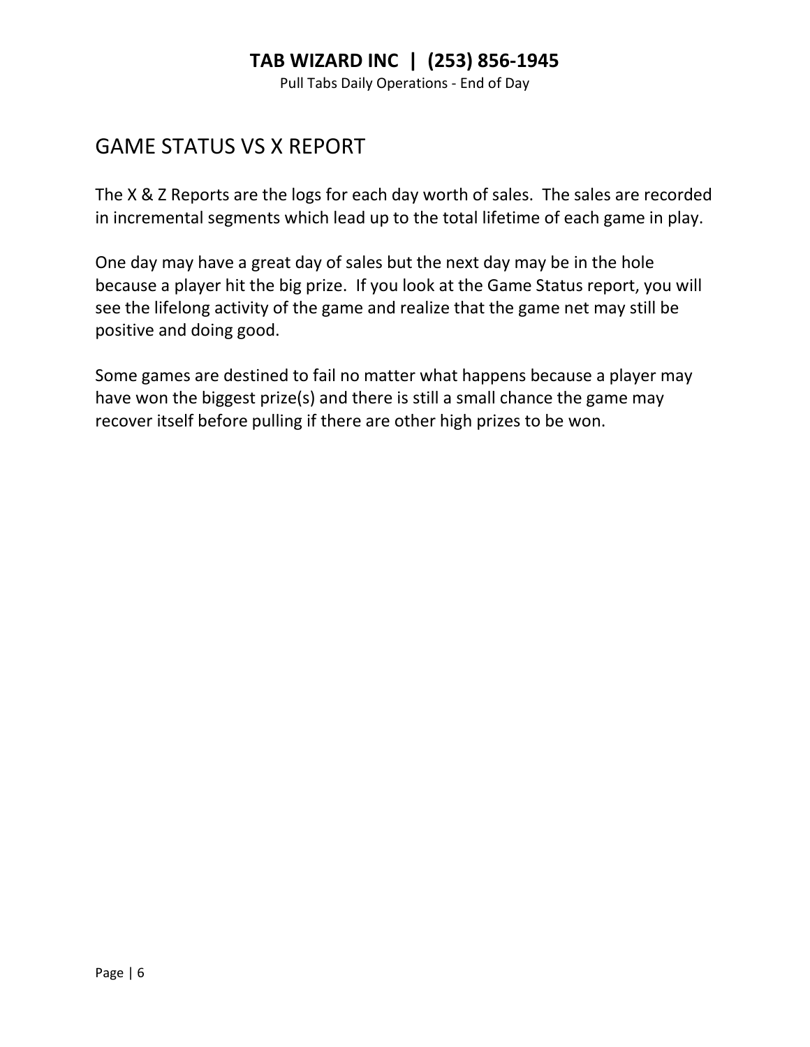## GAME STATUS VS X REPORT

The X & Z Reports are the logs for each day worth of sales. The sales are recorded in incremental segments which lead up to the total lifetime of each game in play.

One day may have a great day of sales but the next day may be in the hole because a player hit the big prize. If you look at the Game Status report, you will see the lifelong activity of the game and realize that the game net may still be positive and doing good.

Some games are destined to fail no matter what happens because a player may have won the biggest prize(s) and there is still a small chance the game may recover itself before pulling if there are other high prizes to be won.